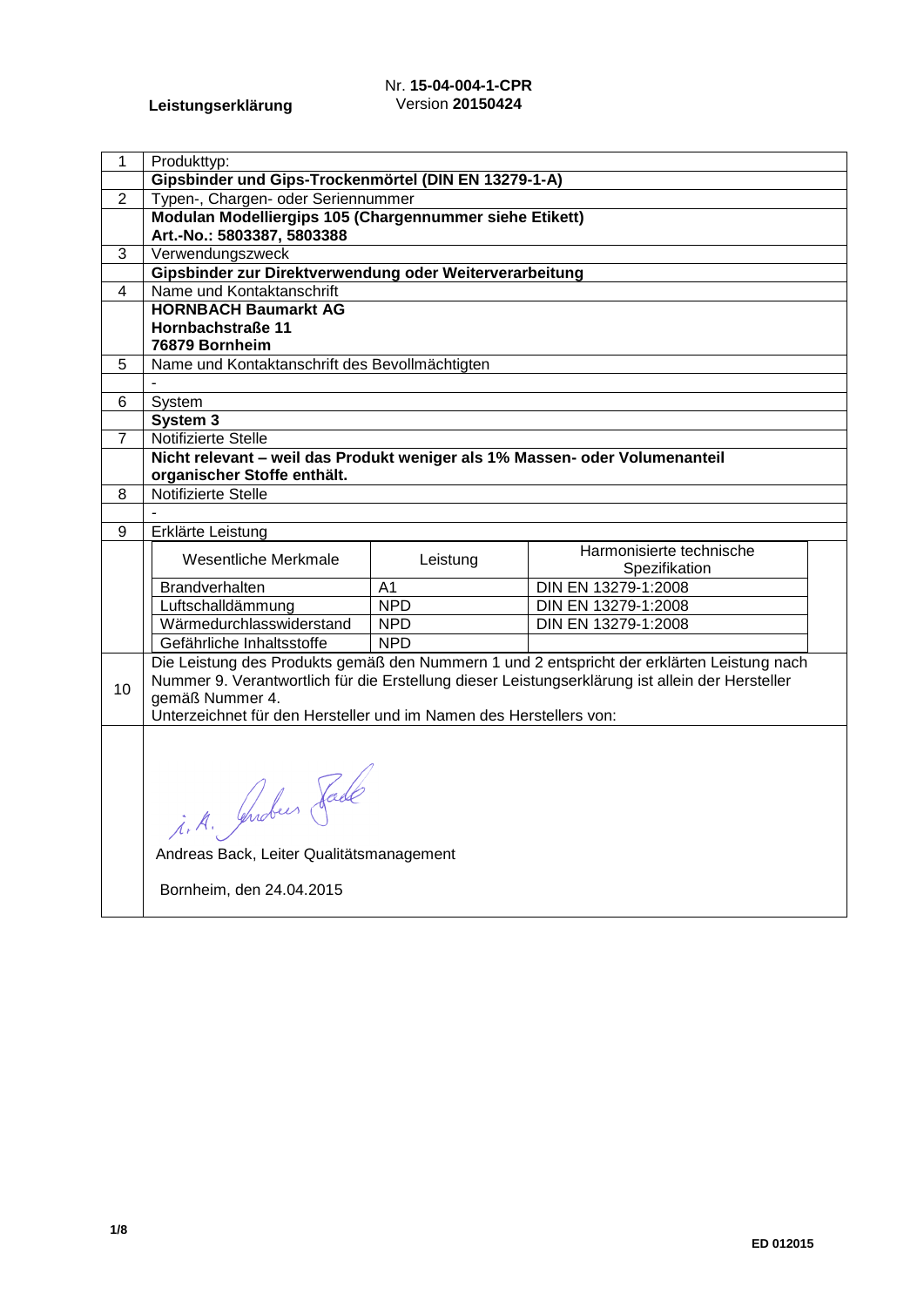**Leistungserklärung**

Nr. **15-04-004-1-CPR**
Version **20150424**

| | |
|---|---|
| 1 | Produkttyp: |
| | **Gipsbinder und Gips-Trockenmörtel (DIN EN 13279-1-A)** |
| 2 | Typen-, Chargen- oder Seriennummer |
| | **Modulan Modelliergips 105 (Chargennummer siehe Etikett)**<br>**Art.-No.: 5803387, 5803388** |
| 3 | Verwendungszweck |
| | **Gipsbinder zur Direktverwendung oder Weiterverarbeitung** |
| 4 | Name und Kontaktanschrift |
| | **HORNBACH Baumarkt AG**<br>**Hornbachstraße 11**<br>**76879 Bornheim** |
| 5 | Name und Kontaktanschrift des Bevollmächtigten |
| | - |
| 6 | System |
| | **System 3** |
| 7 | Notifizierte Stelle |
| | **Nicht relevant – weil das Produkt weniger als 1% Massen- oder Volumenanteil organischer Stoffe enthält.** |
| 8 | Notifizierte Stelle |
| | - |
| 9 | Erklärte Leistung |

| Wesentliche Merkmale | Leistung | Harmonisierte technische Spezifikation |
|---|---|---|
| Brandverhalten | A1 | DIN EN 13279-1:2008 |
| Luftschalldämmung | NPD | DIN EN 13279-1:2008 |
| Wärmedurchlasswiderstand | NPD | DIN EN 13279-1:2008 |
| Gefährliche Inhaltsstoffe | NPD | |

**10** Die Leistung des Produkts gemäß den Nummern 1 und 2 entspricht der erklärten Leistung nach Nummer 9. Verantwortlich für die Erstellung dieser Leistungserklärung ist allein der Hersteller gemäß Nummer 4.
Unterzeichnet für den Hersteller und im Namen des Herstellers von:

i. A. Andreas Back

Andreas Back, Leiter Qualitätsmanagement

Bornheim, den 24.04.2015

ED 012015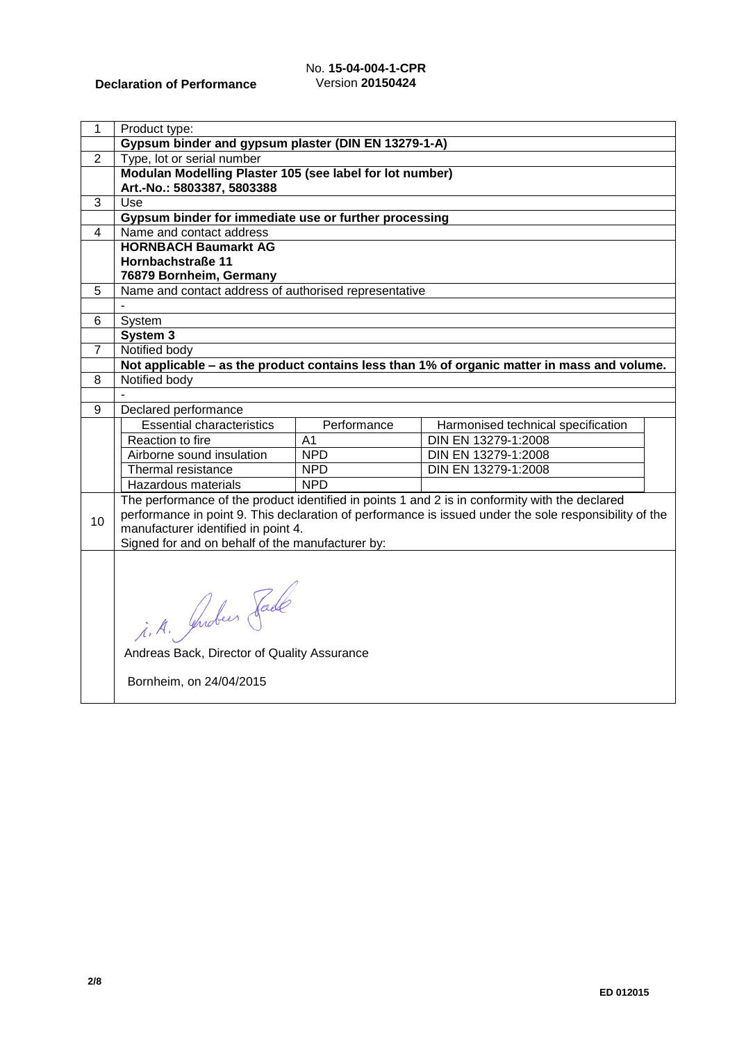**Declaration of Performance**

No. **15-04-004-1-CPR**
Version **20150424**

| | |
|---|---|
| 1 | Product type: |
| | **Gypsum binder and gypsum plaster (DIN EN 13279-1-A)** |
| 2 | Type, lot or serial number |
| | **Modulan Modelling Plaster 105 (see label for lot number)** <br> **Art.-No.: 5803387, 5803388** |
| 3 | Use |
| | **Gypsum binder for immediate use or further processing** |
| 4 | Name and contact address |
| | **HORNBACH Baumarkt AG** <br> **Hornbachstraße 11** <br> **76879 Bornheim, Germany** |
| 5 | Name and contact address of authorised representative |
| | - |
| 6 | System |
| | **System 3** |
| 7 | Notified body |
| | **Not applicable – as the product contains less than 1% of organic matter in mass and volume.** |
| 8 | Notified body |
| | - |
| 9 | Declared performance |

| Essential characteristics | Performance | Harmonised technical specification |
|---|---|---|
| Reaction to fire | A1 | DIN EN 13279-1:2008 |
| Airborne sound insulation | NPD | DIN EN 13279-1:2008 |
| Thermal resistance | NPD | DIN EN 13279-1:2008 |
| Hazardous materials | NPD | |

10 The performance of the product identified in points 1 and 2 is in conformity with the declared performance in point 9. This declaration of performance is issued under the sole responsibility of the manufacturer identified in point 4.
Signed for and on behalf of the manufacturer by:

i. A. Andreas Back

Andreas Back, Director of Quality Assurance

Bornheim, on 24/04/2015

ED 012015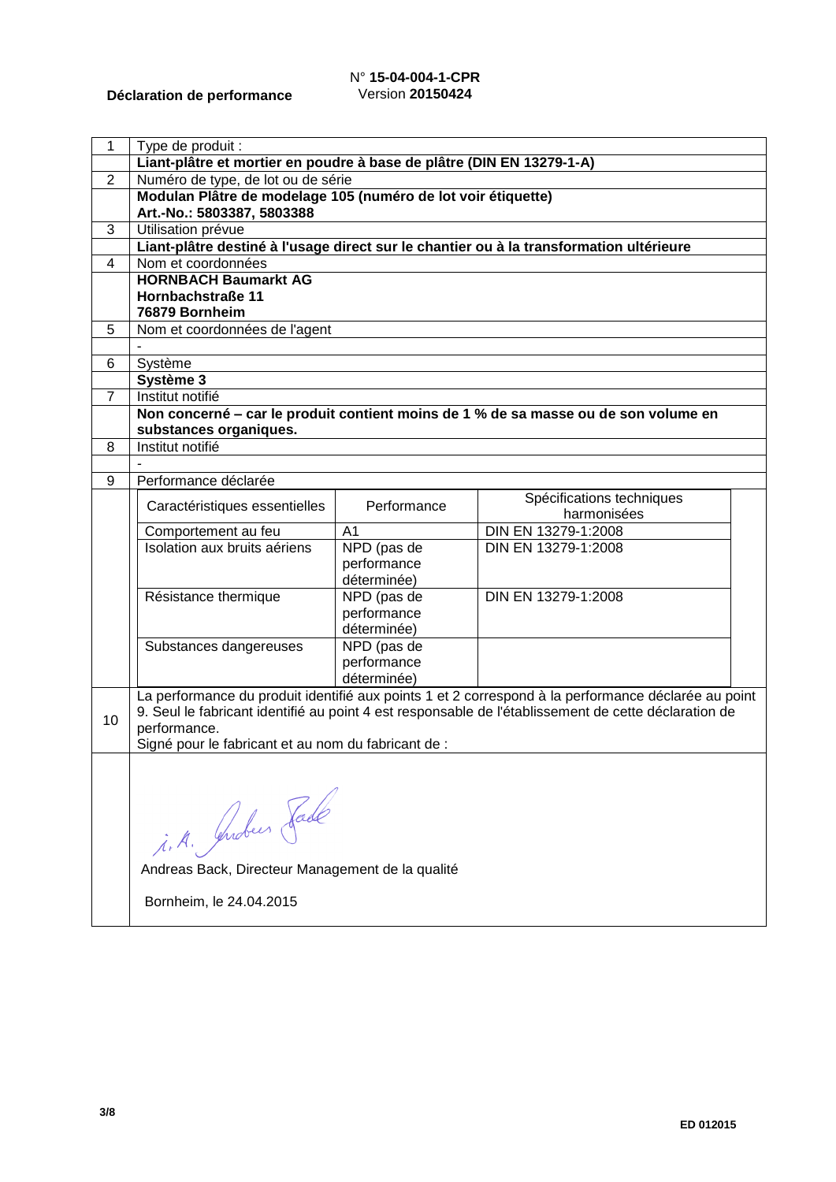**Déclaration de performance**

N° **15-04-004-1-CPR**
Version **20150424**

| | |
|---|---|
| 1 | Type de produit : |
| | **Liant-plâtre et mortier en poudre à base de plâtre (DIN EN 13279-1-A)** |
| 2 | Numéro de type, de lot ou de série |
| | **Modulan Plâtre de modelage 105 (numéro de lot voir étiquette)** **Art.-No.: 5803387, 5803388** |
| 3 | Utilisation prévue |
| | **Liant-plâtre destiné à l'usage direct sur le chantier ou à la transformation ultérieure** |
| 4 | Nom et coordonnées |
| | **HORNBACH Baumarkt AG** **Hornbachstraße 11** **76879 Bornheim** |
| 5 | Nom et coordonnées de l'agent |
| | - |
| 6 | Système |
| | **Système 3** |
| 7 | Institut notifié |
| | **Non concerné – car le produit contient moins de 1 % de sa masse ou de son volume en substances organiques.** |
| 8 | Institut notifié |
| | - |
| 9 | Performance déclarée |

| Caractéristiques essentielles | Performance | Spécifications techniques harmonisées |
|---|---|---|
| Comportement au feu | A1 | DIN EN 13279-1:2008 |
| Isolation aux bruits aériens | NPD (pas de performance déterminée) | DIN EN 13279-1:2008 |
| Résistance thermique | NPD (pas de performance déterminée) | DIN EN 13279-1:2008 |
| Substances dangereuses | NPD (pas de performance déterminée) | |

10 La performance du produit identifié aux points 1 et 2 correspond à la performance déclarée au point 9. Seul le fabricant identifié au point 4 est responsable de l'établissement de cette déclaration de performance.
Signé pour le fabricant et au nom du fabricant de :

i. A. Andreas Back

Andreas Back, Directeur Management de la qualité

Bornheim, le 24.04.2015

ED 012015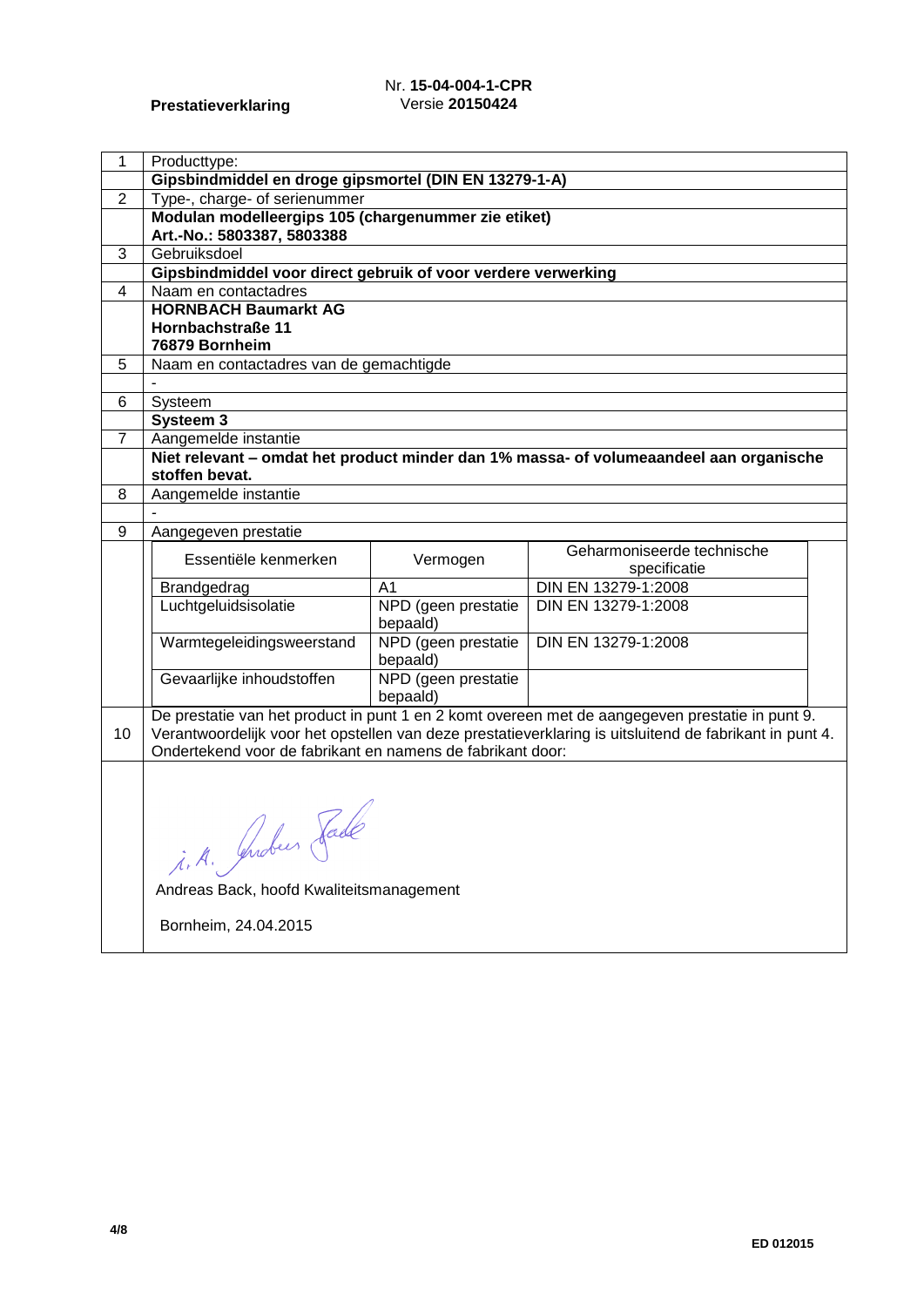**Prestatieverklaring**

Nr. **15-04-004-1-CPR**
Versie **20150424**

| | |
|---|---|
| 1 | Producttype: |
| | **Gipsbindmiddel en droge gipsmortel (DIN EN 13279-1-A)** |
| 2 | Type-, charge- of serienummer |
| | **Modulan modelleergips 105 (chargenummer zie etiket)**<br>**Art.-No.: 5803387, 5803388** |
| 3 | Gebruiksdoel |
| | **Gipsbindmiddel voor direct gebruik of voor verdere verwerking** |
| 4 | Naam en contactadres |
| | **HORNBACH Baumarkt AG**<br>**Hornbachstraße 11**<br>**76879 Bornheim** |
| 5 | Naam en contactadres van de gemachtigde |
| | - |
| 6 | Systeem |
| | **Systeem 3** |
| 7 | Aangemelde instantie |
| | **Niet relevant – omdat het product minder dan 1% massa- of volumeaandeel aan organische stoffen bevat.** |
| 8 | Aangemelde instantie |
| | - |
| 9 | Aangegeven prestatie |

| Essentiële kenmerken | Vermogen | Geharmoniseerde technische specificatie |
|---|---|---|
| Brandgedrag | A1 | DIN EN 13279-1:2008 |
| Luchtgeluidsisolatie | NPD (geen prestatie bepaald) | DIN EN 13279-1:2008 |
| Warmtegeleidingsweerstand | NPD (geen prestatie bepaald) | DIN EN 13279-1:2008 |
| Gevaarlijke inhoudstoffen | NPD (geen prestatie bepaald) | |

10 De prestatie van het product in punt 1 en 2 komt overeen met de aangegeven prestatie in punt 9. Verantwoordelijk voor het opstellen van deze prestatieverklaring is uitsluitend de fabrikant in punt 4. Ondertekend voor de fabrikant en namens de fabrikant door:

i. A. Andreas Back

Andreas Back, hoofd Kwaliteitsmanagement

Bornheim, 24.04.2015

ED 012015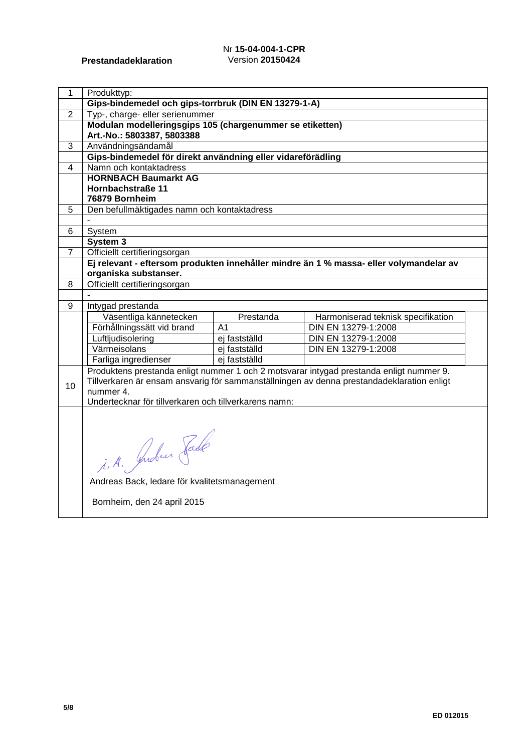**Prestandadeklaration**

Nr **15-04-004-1-CPR**
Version **20150424**

| | |
|---|---|
| 1 | Produkttyp: |
| | **Gips-bindemedel och gips-torrbruk (DIN EN 13279-1-A)** |
| 2 | Typ-, charge- eller serienummer |
| | **Modulan modelleringsgips 105 (chargenummer se etiketten)**<br>**Art.-No.: 5803387, 5803388** |
| 3 | Användningsändamål |
| | **Gips-bindemedel för direkt användning eller vidareförädling** |
| 4 | Namn och kontaktadress |
| | **HORNBACH Baumarkt AG**<br>**Hornbachstraße 11**<br>**76879 Bornheim** |
| 5 | Den befullmäktigades namn och kontaktadress |
| | - |
| 6 | System |
| | **System 3** |
| 7 | Officiellt certifieringsorgan |
| | **Ej relevant - eftersom produkten innehåller mindre än 1 % massa- eller volymandelar av organiska substanser.** |
| 8 | Officiellt certifieringsorgan |
| | - |
| 9 | Intygad prestanda |

| Väsentliga kännetecken | Prestanda | Harmoniserad teknisk specifikation |
|---|---|---|
| Förhållningssätt vid brand | A1 | DIN EN 13279-1:2008 |
| Luftljudisolering | ej fastställd | DIN EN 13279-1:2008 |
| Värmeisolans | ej fastställd | DIN EN 13279-1:2008 |
| Farliga ingredienser | ej fastställd | |

10 Produktens prestanda enligt nummer 1 och 2 motsvarar intygad prestanda enligt nummer 9.
Tillverkaren är ensam ansvarig för sammanställningen av denna prestandadeklaration enligt nummer 4.
Undertecknar för tillverkaren och tillverkarens namn:

i. A. Andreas Back

Andreas Back, ledare för kvalitetsmanagement

Bornheim, den 24 april 2015

ED 012015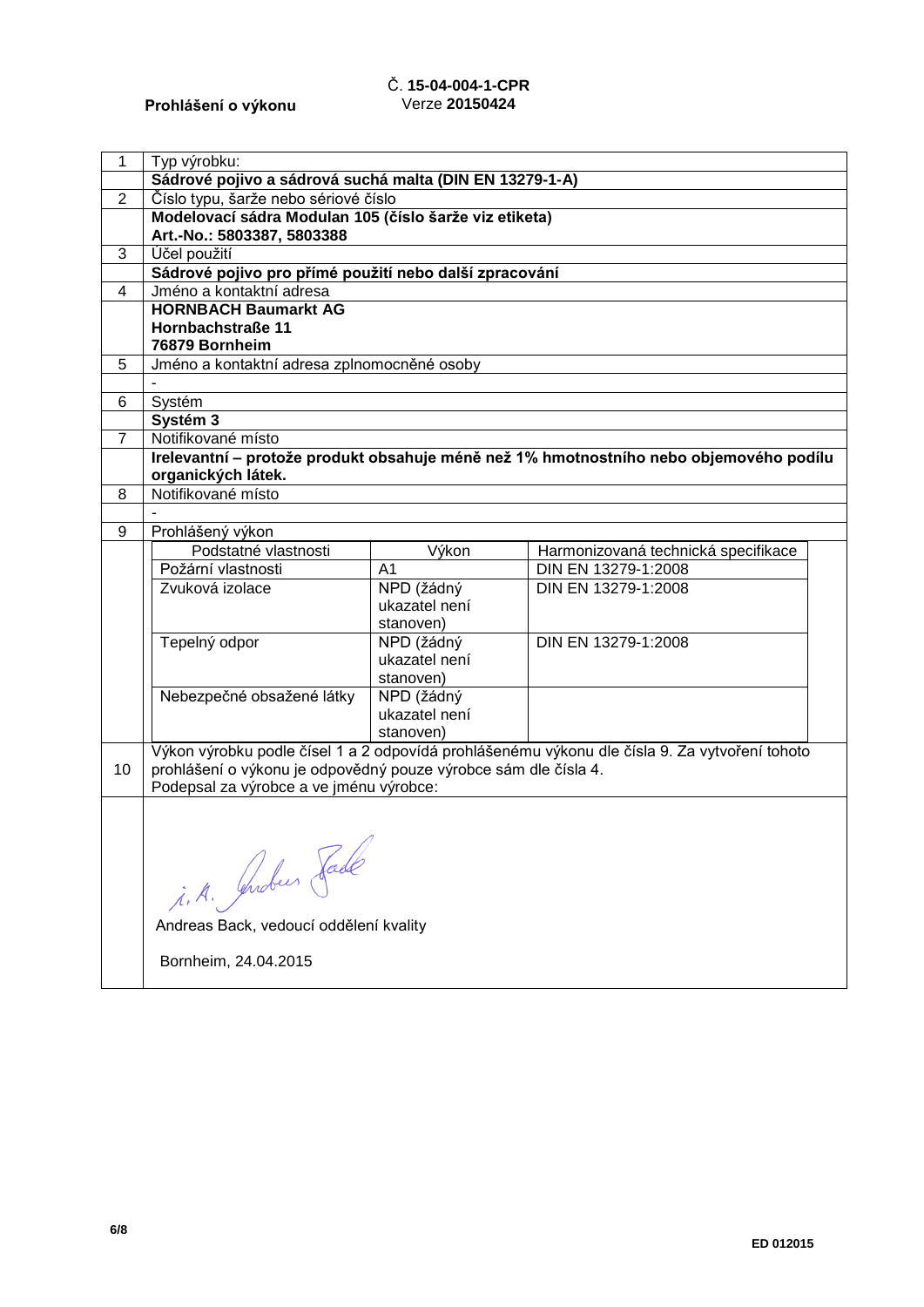**Prohlášení o výkonu**

Č. **15-04-004-1-CPR**
Verze **20150424**

| | |
|---|---|
| 1 | Typ výrobku: |
| | **Sádrové pojivo a sádrová suchá malta (DIN EN 13279-1-A)** |
| 2 | Číslo typu, šarže nebo sériové číslo |
| | **Modelovací sádra Modulan 105 (číslo šarže viz etiketa)** **Art.-No.: 5803387, 5803388** |
| 3 | Účel použití |
| | **Sádrové pojivo pro přímé použití nebo další zpracování** |
| 4 | Jméno a kontaktní adresa |
| | **HORNBACH Baumarkt AG** **Hornbachstraße 11** **76879 Bornheim** |
| 5 | Jméno a kontaktní adresa zplnomocněné osoby |
| | - |
| 6 | Systém |
| | **Systém 3** |
| 7 | Notifikované místo |
| | **Irelevantní – protože produkt obsahuje méně než 1% hmotnostního nebo objemového podílu organických látek.** |
| 8 | Notifikované místo |
| | - |
| 9 | Prohlášený výkon |

| Podstatné vlastnosti | Výkon | Harmonizovaná technická specifikace |
|---|---|---|
| Požární vlastnosti | A1 | DIN EN 13279-1:2008 |
| Zvuková izolace | NPD (žádný ukazatel není stanoven) | DIN EN 13279-1:2008 |
| Tepelný odpor | NPD (žádný ukazatel není stanoven) | DIN EN 13279-1:2008 |
| Nebezpečné obsažené látky | NPD (žádný ukazatel není stanoven) | |

| | |
|---|---|
| 10 | Výkon výrobku podle čísel 1 a 2 odpovídá prohlášenému výkonu dle čísla 9. Za vytvoření tohoto prohlášení o výkonu je odpovědný pouze výrobce sám dle čísla 4. Podepsal za výrobce a ve jménu výrobce: |

i. A. Andreas Back

Andreas Back, vedoucí oddělení kvality

Bornheim, 24.04.2015

ED 012015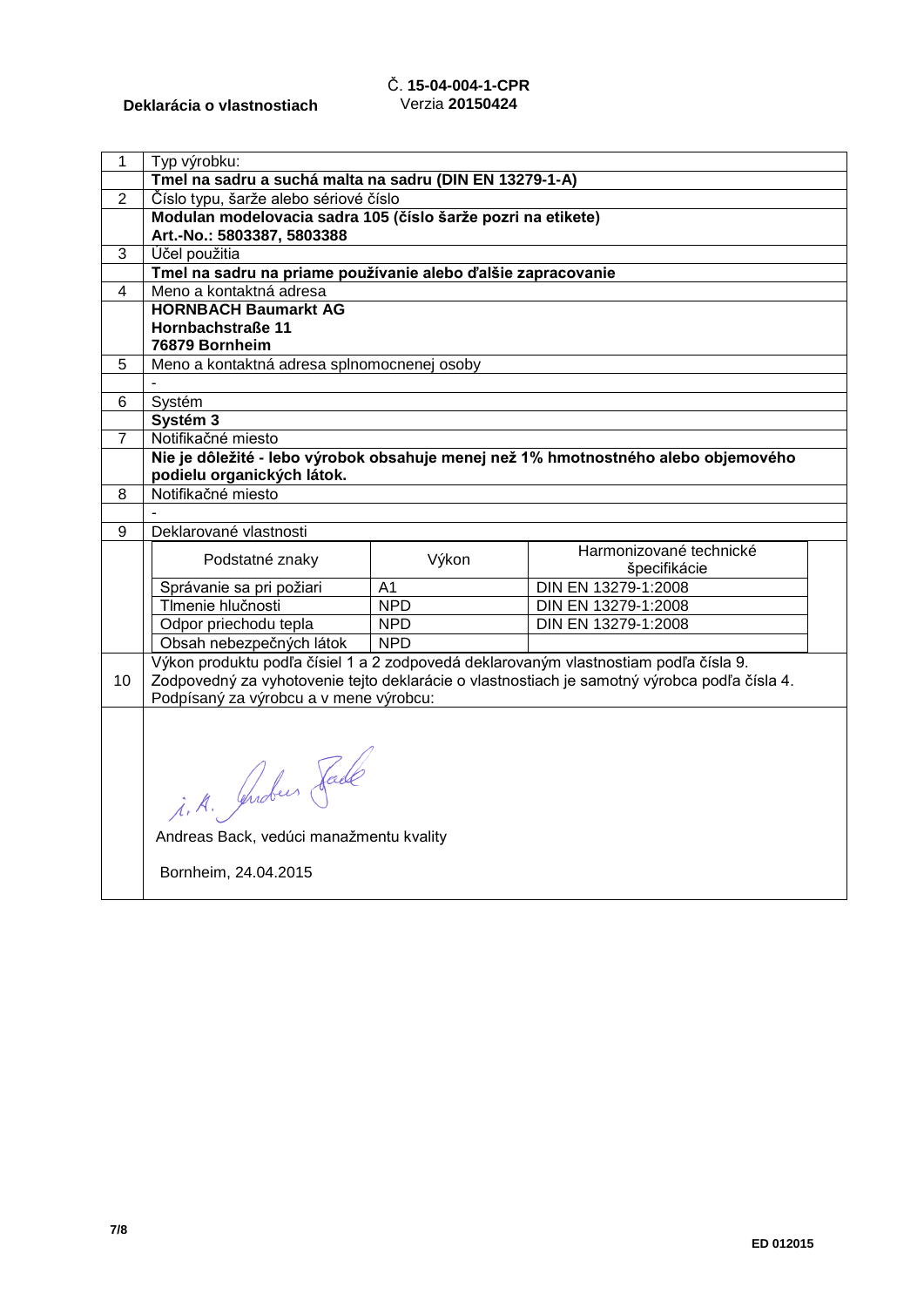**Deklarácia o vlastnostiach**

Č. **15-04-004-1-CPR**
Verzia **20150424**

| | |
|---|---|
| 1 | Typ výrobku: |
| | **Tmel na sadru a suchá malta na sadru (DIN EN 13279-1-A)** |
| 2 | Číslo typu, šarže alebo sériové číslo |
| | **Modulan modelovacia sadra 105 (číslo šarže pozri na etikete)**<br>**Art.-No.: 5803387, 5803388** |
| 3 | Účel použitia |
| | **Tmel na sadru na priame používanie alebo ďalšie zapracovanie** |
| 4 | Meno a kontaktná adresa |
| | **HORNBACH Baumarkt AG**<br>**Hornbachstraße 11**<br>**76879 Bornheim** |
| 5 | Meno a kontaktná adresa splnomocnenej osoby |
| | - |
| 6 | Systém |
| | **Systém 3** |
| 7 | Notifikačné miesto |
| | **Nie je dôležité - lebo výrobok obsahuje menej než 1% hmotnostného alebo objemového podielu organických látok.** |
| 8 | Notifikačné miesto |
| | - |
| 9 | Deklarované vlastnosti |

| Podstatné znaky | Výkon | Harmonizované technické špecifikácie |
|---|---|---|
| Správanie sa pri požiari | A1 | DIN EN 13279-1:2008 |
| Tlmenie hlučnosti | NPD | DIN EN 13279-1:2008 |
| Odpor priechodu tepla | NPD | DIN EN 13279-1:2008 |
| Obsah nebezpečných látok | NPD | |

10 Výkon produktu podľa čísiel 1 a 2 zodpovedá deklarovaným vlastnostiam podľa čísla 9.
Zodpovedný za vyhotovenie tejto deklarácie o vlastnostiach je samotný výrobca podľa čísla 4.
Podpísaný za výrobcu a v mene výrobcu:

i. A. Andreas Back

Andreas Back, vedúci manažmentu kvality

Bornheim, 24.04.2015

ED 012015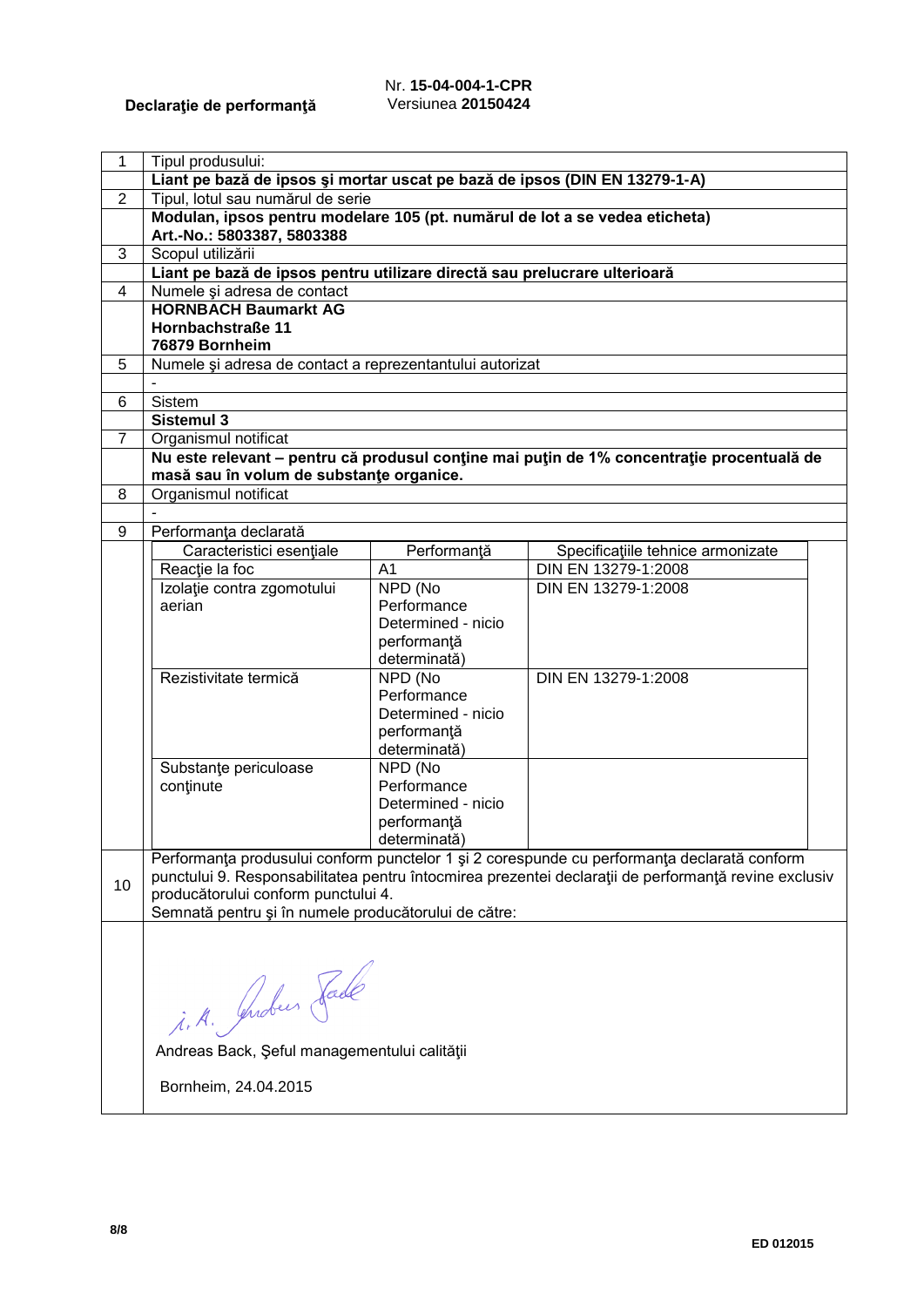**Declaraţie de performanţă**

Nr. **15-04-004-1-CPR**
Versiunea **20150424**

| | |
|---|---|
| 1 | Tipul produsului: |
| | **Liant pe bază de ipsos şi mortar uscat pe bază de ipsos (DIN EN 13279-1-A)** |
| 2 | Tipul, lotul sau numărul de serie |
| | **Modulan, ipsos pentru modelare 105 (pt. numărul de lot a se vedea eticheta) Art.-No.: 5803387, 5803388** |
| 3 | Scopul utilizării |
| | **Liant pe bază de ipsos pentru utilizare directă sau prelucrare ulterioară** |
| 4 | Numele şi adresa de contact |
| | **HORNBACH Baumarkt AG Hornbachstraße 11 76879 Bornheim** |
| 5 | Numele şi adresa de contact a reprezentantului autorizat |
| | - |
| 6 | Sistem |
| | **Sistemul 3** |
| 7 | Organismul notificat |
| | **Nu este relevant – pentru că produsul conţine mai puţin de 1% concentraţie procentuală de masă sau în volum de substanţe organice.** |
| 8 | Organismul notificat |
| | - |
| 9 | Performanţa declarată |

| Caracteristici esenţiale | Performanţă | Specificaţiile tehnice armonizate |
|---|---|---|
| Reacţie la foc | A1 | DIN EN 13279-1:2008 |
| Izolaţie contra zgomotului aerian | NPD (No Performance Determined - nicio performanţă determinată) | DIN EN 13279-1:2008 |
| Rezistivitate termică | NPD (No Performance Determined - nicio performanţă determinată) | DIN EN 13279-1:2008 |
| Substanţe periculoase conţinute | NPD (No Performance Determined - nicio performanţă determinată) | |

10 Performanţa produsului conform punctelor 1 şi 2 corespunde cu performanţa declarată conform punctului 9. Responsabilitatea pentru întocmirea prezentei declaraţii de performanţă revine exclusiv producătorului conform punctului 4.
Semnată pentru şi în numele producătorului de către:

i. A. Andreas Back

Andreas Back, Şeful managementului calităţii

Bornheim, 24.04.2015

ED 012015